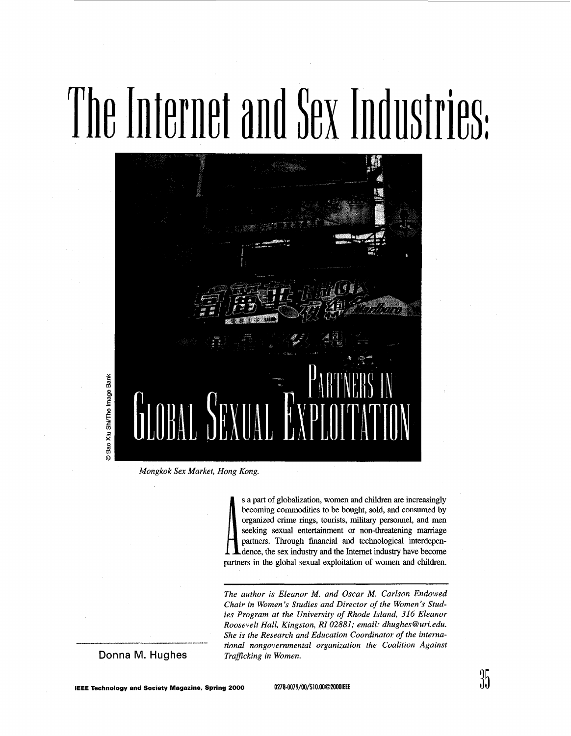# The Internet and Sex Industries: Partners in Global Sexual Exploitation

© Bao Xiu Shi/The Image Bank

*Mongkok Sex Market, Hong Kong.*

As a part of globalization, women and children are increasingly becoming commodities to be bought, sold, and consumed by organized crime rings, tourists, military personnel, and men seeking sexual entertainment or non-threatening marriage partners. Through financial and technological interdependence, the sex industry and the Internet industry have become partners in the global sexual exploitation of women and children.

**Donna M. Hughes**

*The author is Eleanor M. and Oscar M. Carlson Endowed Chair in Women's Studies and Director of the Women's Studies Program at the University of Rhode Island, 316 Eleanor Roosevelt Hall, Kingston, RI 02881; email: dhughes@uri.edu. She is the Research and Education Coordinator of the international nongovernmental organization the Coalition Against Trafficking in Women.*

0278-0079/00/$10.00©2000IEEE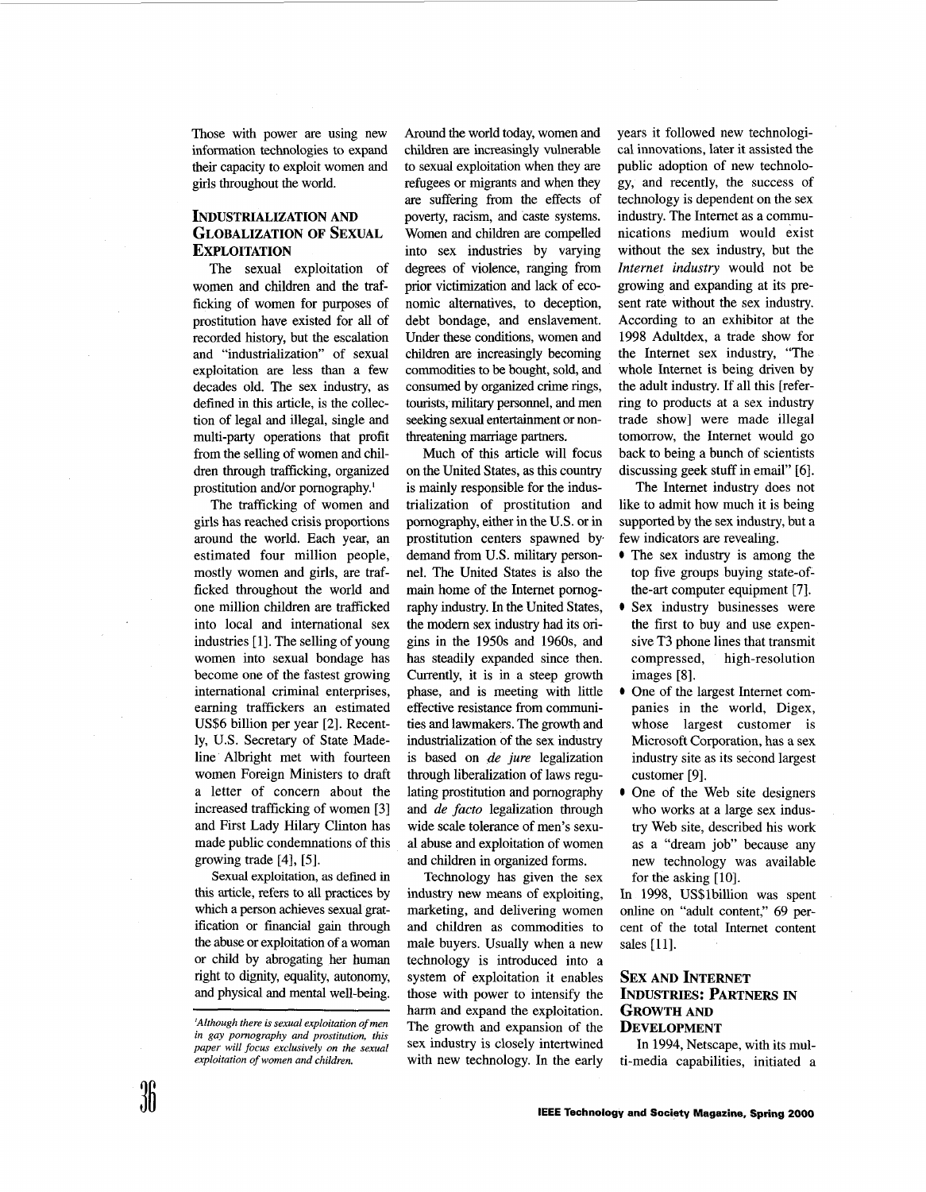Those with power are using new information technologies to expand their capacity to exploit women and girls throughout the world.

## INDUSTRIALIZATION AND GLOBALIZATION OF SEXUAL EXPLOITATION

The sexual exploitation of women and children and the trafficking of women for purposes of prostitution have existed for all of recorded history, but the escalation and "industrialization" of sexual exploitation are less than a few decades old. The sex industry, as defined in this article, is the collection of legal and illegal, single and multi-party operations that profit from the selling of women and children through trafficking, organized prostitution and/or pornography.[1]

The trafficking of women and girls has reached crisis proportions around the world. Each year, an estimated four million people, mostly women and girls, are trafficked throughout the world and one million children are trafficked into local and international sex industries [1]. The selling of young women into sexual bondage has become one of the fastest growing international criminal enterprises, earning traffickers an estimated US$6 billion per year [2]. Recently, U.S. Secretary of State Madeline Albright met with fourteen women Foreign Ministers to draft a letter of concern about the increased trafficking of women [3] and First Lady Hilary Clinton has made public condemnations of this growing trade [4], [5].

Sexual exploitation, as defined in this article, refers to all practices by which a person achieves sexual gratification or financial gain through the abuse or exploitation of a woman or child by abrogating her human right to dignity, equality, autonomy, and physical and mental well-being.

Around the world today, women and children are increasingly vulnerable to sexual exploitation when they are refugees or migrants and when they are suffering from the effects of poverty, racism, and caste systems. Women and children are compelled into sex industries by varying degrees of violence, ranging from prior victimization and lack of economic alternatives, to deception, debt bondage, and enslavement. Under these conditions, women and children are increasingly becoming commodities to be bought, sold, and consumed by organized crime rings, tourists, military personnel, and men seeking sexual entertainment or non-threatening marriage partners.

Much of this article will focus on the United States, as this country is mainly responsible for the industrialization of prostitution and pornography, either in the U.S. or in prostitution centers spawned by demand from U.S. military personnel. The United States is also the main home of the Internet pornography industry. In the United States, the modern sex industry had its origins in the 1950s and 1960s, and has steadily expanded since then. Currently, it is in a steep growth phase, and is meeting with little effective resistance from communities and lawmakers. The growth and industrialization of the sex industry is based on *de jure* legalization through liberalization of laws regulating prostitution and pornography and *de facto* legalization through wide scale tolerance of men's sexual abuse and exploitation of women and children in organized forms.

Technology has given the sex industry new means of exploiting, marketing, and delivering women and children as commodities to male buyers. Usually when a new technology is introduced into a system of exploitation it enables those with power to intensify the harm and expand the exploitation. The growth and expansion of the sex industry is closely intertwined with new technology. In the early years it followed new technological innovations, later it assisted the public adoption of new technology, and recently, the success of technology is dependent on the sex industry. The Internet as a communications medium would exist without the sex industry, but the *Internet industry* would not be growing and expanding at its present rate without the sex industry. According to an exhibitor at the 1998 Adultdex, a trade show for the Internet sex industry, "The whole Internet is being driven by the adult industry. If all this [referring to products at a sex industry trade show] were made illegal tomorrow, the Internet would go back to being a bunch of scientists discussing geek stuff in email" [6].

The Internet industry does not like to admit how much it is being supported by the sex industry, but a few indicators are revealing.

- The sex industry is among the top five groups buying state-of-the-art computer equipment [7].
- Sex industry businesses were the first to buy and use expensive T3 phone lines that transmit compressed, high-resolution images [8].
- One of the largest Internet companies in the world, Digex, whose largest customer is Microsoft Corporation, has a sex industry site as its second largest customer [9].
- One of the Web site designers who works at a large sex industry Web site, described his work as a "dream job" because any new technology was available for the asking [10].

In 1998, US$1billion was spent online on "adult content," 69 percent of the total Internet content sales [11].

## SEX AND INTERNET INDUSTRIES: PARTNERS IN GROWTH AND DEVELOPMENT

In 1994, Netscape, with its multi-media capabilities, initiated a

[1] *Although there is sexual exploitation of men in gay pornography and prostitution, this paper will focus exclusively on the sexual exploitation of women and children.*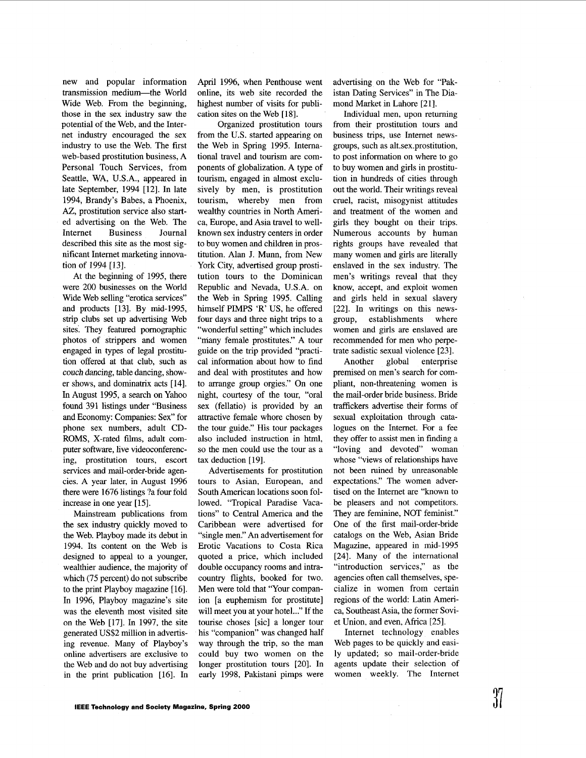new and popular information transmission medium—the World Wide Web. From the beginning, those in the sex industry saw the potential of the Web, and the Internet industry encouraged the sex industry to use the Web. The first web-based prostitution business, A Personal Touch Services, from Seattle, WA, U.S.A., appeared in late September, 1994 [12]. In late 1994, Brandy's Babes, a Phoenix, AZ, prostitution service also started advertising on the Web. The Internet Business Journal described this site as the most significant Internet marketing innovation of 1994 [13].

At the beginning of 1995, there were 200 businesses on the World Wide Web selling "erotica services" and products [13]. By mid-1995, strip clubs set up advertising Web sites. They featured pornographic photos of strippers and women engaged in types of legal prostitution offered at that club, such as *couch dancing*, table dancing, shower shows, and dominatrix acts [14]. In August 1995, a search on Yahoo found 391 listings under "Business and Economy: Companies: Sex" for phone sex numbers, adult CD-ROMS, X-rated films, adult computer software, live videoconferencing, prostitution tours, escort services and mail-order-bride agencies. A year later, in August 1996 there were 1676 listings ?a four fold increase in one year [15].

Mainstream publications from the sex industry quickly moved to the Web. Playboy made its debut in 1994. Its content on the Web is designed to appeal to a younger, wealthier audience, the majority of which (75 percent) do not subscribe to the print Playboy magazine [16]. In 1996, Playboy magazine's site was the eleventh most visited site on the Web [17]. In 1997, the site generated US$2 million in advertising revenue. Many of Playboy's online advertisers are exclusive to the Web and do not buy advertising in the print publication [16]. In April 1996, when Penthouse went online, its web site recorded the highest number of visits for publication sites on the Web [18].

Organized prostitution tours from the U.S. started appearing on the Web in Spring 1995. International travel and tourism are components of globalization. A type of tourism, engaged in almost exclusively by men, is prostitution tourism, whereby men from wealthy countries in North America, Europe, and Asia travel to well-known sex industry centers in order to buy women and children in prostitution. Alan J. Munn, from New York City, advertised group prostitution tours to the Dominican Republic and Nevada, U.S.A. on the Web in Spring 1995. Calling himself PIMPS 'R' US, he offered four days and three night trips to a "wonderful setting" which includes "many female prostitutes." A tour guide on the trip provided "practical information about how to find and deal with prostitutes and how to arrange group orgies." On one night, courtesy of the tour, "oral sex (fellatio) is provided by an attractive female whore chosen by the tour guide." His tour packages also included instruction in html, so the men could use the tour as a tax deduction [19].

Advertisements for prostitution tours to Asian, European, and South American locations soon followed. "Tropical Paradise Vacations" to Central America and the Caribbean were advertised for "single men." An advertisement for Erotic Vacations to Costa Rica quoted a price, which included double occupancy rooms and intra-country flights, booked for two. Men were told that "Your companion [a euphemism for prostitute] will meet you at your hotel..." If the tourise choses [sic] a longer tour his "companion" was changed half way through the trip, so the man could buy two women on the longer prostitution tours [20]. In early 1998, Pakistani pimps were advertising on the Web for "Pakistan Dating Services" in The Diamond Market in Lahore [21].

Individual men, upon returning from their prostitution tours and business trips, use Internet newsgroups, such as alt.sex.prostitution, to post information on where to go to buy women and girls in prostitution in hundreds of cities through out the world. Their writings reveal cruel, racist, misogynist attitudes and treatment of the women and girls they bought on their trips. Numerous accounts by human rights groups have revealed that many women and girls are literally enslaved in the sex industry. The men's writings reveal that they know, accept, and exploit women and girls held in sexual slavery [22]. In writings on this newsgroup, establishments where women and girls are enslaved are recommended for men who perpetrate sadistic sexual violence [23].

Another global enterprise premised on men's search for compliant, non-threatening women is the mail-order bride business. Bride traffickers advertise their forms of sexual exploitation through catalogues on the Internet. For a fee they offer to assist men in finding a "loving and devoted" woman whose "views of relationships have not been ruined by unreasonable expectations." The women advertised on the Internet are "known to be pleasers and not competitors. They are feminine, NOT feminist." One of the first mail-order-bride catalogs on the Web, Asian Bride Magazine, appeared in mid-1995 [24]. Many of the international "introduction services," as the agencies often call themselves, specialize in women from certain regions of the world: Latin America, Southeast Asia, the former Soviet Union, and even, Africa [25].

Internet technology enables Web pages to be quickly and easily updated; so mail-order-bride agents update their selection of women weekly. The Internet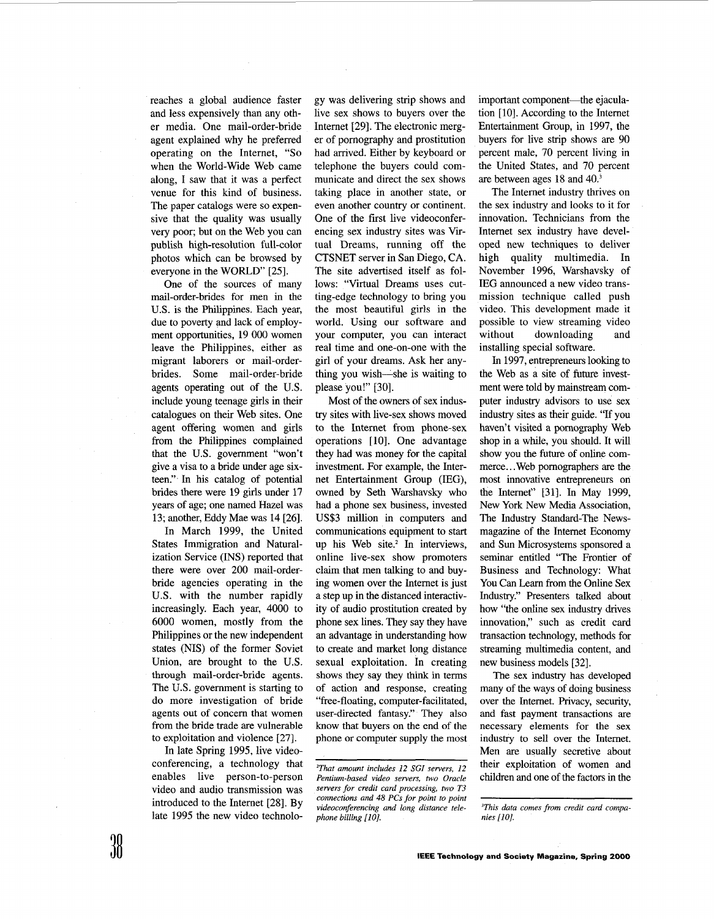reaches a global audience faster and less expensively than any other media. One mail-order-bride agent explained why he preferred operating on the Internet, "So when the World-Wide Web came along, I saw that it was a perfect venue for this kind of business. The paper catalogs were so expensive that the quality was usually very poor; but on the Web you can publish high-resolution full-color photos which can be browsed by everyone in the WORLD" [25].

One of the sources of many mail-order-brides for men in the U.S. is the Philippines. Each year, due to poverty and lack of employment opportunities, 19 000 women leave the Philippines, either as migrant laborers or mail-order-brides. Some mail-order-bride agents operating out of the U.S. include young teenage girls in their catalogues on their Web sites. One agent offering women and girls from the Philippines complained that the U.S. government "won't give a visa to a bride under age sixteen." In his catalog of potential brides there were 19 girls under 17 years of age; one named Hazel was 13; another, Eddy Mae was 14 [26].

In March 1999, the United States Immigration and Naturalization Service (INS) reported that there were over 200 mail-order-bride agencies operating in the U.S. with the number rapidly increasingly. Each year, 4000 to 6000 women, mostly from the Philippines or the new independent states (NIS) of the former Soviet Union, are brought to the U.S. through mail-order-bride agents. The U.S. government is starting to do more investigation of bride agents out of concern that women from the bride trade are vulnerable to exploitation and violence [27].

In late Spring 1995, live videoconferencing, a technology that enables live person-to-person video and audio transmission was introduced to the Internet [28]. By late 1995 the new video technology was delivering strip shows and live sex shows to buyers over the Internet [29]. The electronic merger of pornography and prostitution had arrived. Either by keyboard or telephone the buyers could communicate and direct the sex shows taking place in another state, or even another country or continent. One of the first live videoconferencing sex industry sites was Virtual Dreams, running off the CTSNET server in San Diego, CA. The site advertised itself as follows: "Virtual Dreams uses cutting-edge technology to bring you the most beautiful girls in the world. Using our software and your computer, you can interact real time and one-on-one with the girl of your dreams. Ask her anything you wish—she is waiting to please you!" [30].

Most of the owners of sex industry sites with live-sex shows moved to the Internet from phone-sex operations [10]. One advantage they had was money for the capital investment. For example, the Internet Entertainment Group (IEG), owned by Seth Warshavsky who had a phone sex business, invested US$3 million in computers and communications equipment to start up his Web site.[2] In interviews, online live-sex show promoters claim that men talking to and buying women over the Internet is just a step up in the distanced interactivity of audio prostitution created by phone sex lines. They say they have an advantage in understanding how to create and market long distance sexual exploitation. In creating shows they say they think in terms of action and response, creating "free-floating, computer-facilitated, user-directed fantasy." They also know that buyers on the end of the phone or computer supply the most important component—the ejaculation [10]. According to the Internet Entertainment Group, in 1997, the buyers for live strip shows are 90 percent male, 70 percent living in the United States, and 70 percent are between ages 18 and 40.[3]

The Internet industry thrives on the sex industry and looks to it for innovation. Technicians from the Internet sex industry have developed new techniques to deliver high quality multimedia. In November 1996, Warshavsky of IEG announced a new video transmission technique called push video. This development made it possible to view streaming video without downloading and installing special software.

In 1997, entrepreneurs looking to the Web as a site of future investment were told by mainstream computer industry advisors to use sex industry sites as their guide. "If you haven't visited a pornography Web shop in a while, you should. It will show you the future of online commerce...Web pornographers are the most innovative entrepreneurs on the Internet" [31]. In May 1999, New York New Media Association, The Industry Standard-The Newsmagazine of the Internet Economy and Sun Microsystems sponsored a seminar entitled "The Frontier of Business and Technology: What You Can Learn from the Online Sex Industry." Presenters talked about how "the online sex industry drives innovation," such as credit card transaction technology, methods for streaming multimedia content, and new business models [32].

The sex industry has developed many of the ways of doing business over the Internet. Privacy, security, and fast payment transactions are necessary elements for the sex industry to sell over the Internet. Men are usually secretive about their exploitation of women and children and one of the factors in the

---

[2] *That amount includes 12 SGI servers, 12 Pentium-based video servers, two Oracle servers for credit card processing, two T3 connections and 48 PCs for point to point videoconferencing and long distance telephone billing [10].*

[3] *This data comes from credit card companies [10].*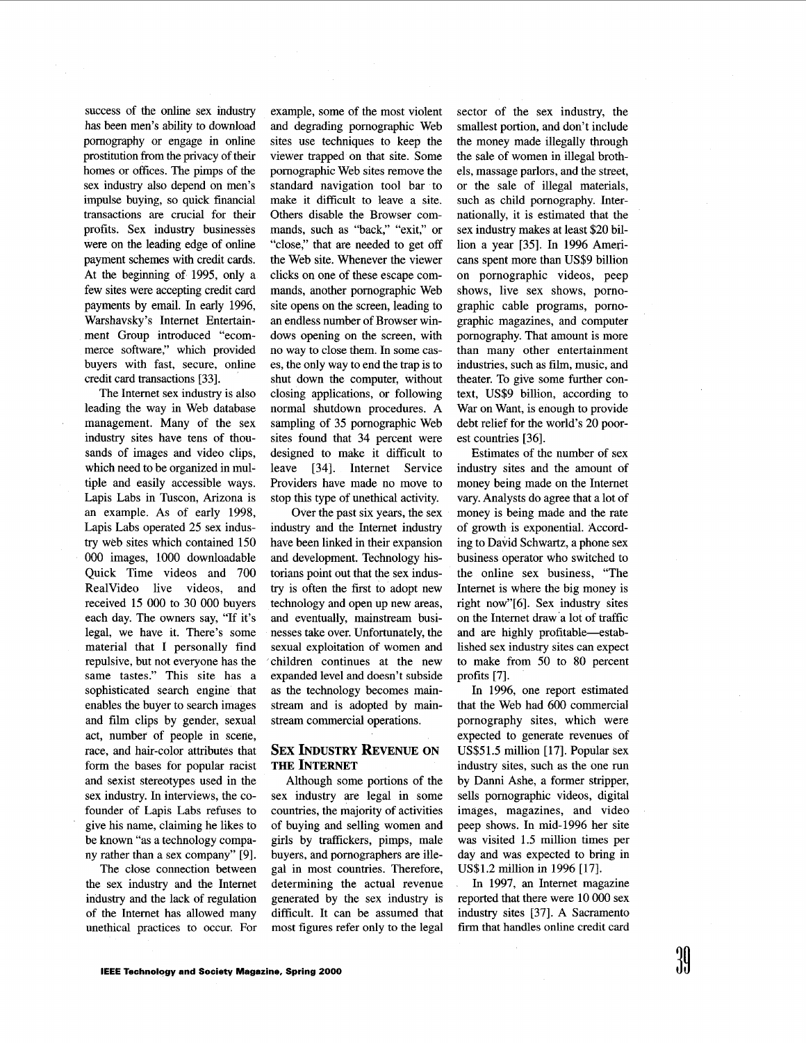success of the online sex industry has been men's ability to download pornography or engage in online prostitution from the privacy of their homes or offices. The pimps of the sex industry also depend on men's impulse buying, so quick financial transactions are crucial for their profits. Sex industry businesses were on the leading edge of online payment schemes with credit cards. At the beginning of 1995, only a few sites were accepting credit card payments by email. In early 1996, Warshavsky's Internet Entertainment Group introduced "ecommerce software," which provided buyers with fast, secure, online credit card transactions [33].

The Internet sex industry is also leading the way in Web database management. Many of the sex industry sites have tens of thousands of images and video clips, which need to be organized in multiple and easily accessible ways. Lapis Labs in Tuscon, Arizona is an example. As of early 1998, Lapis Labs operated 25 sex industry web sites which contained 150 000 images, 1000 downloadable Quick Time videos and 700 RealVideo live videos, and received 15 000 to 30 000 buyers each day. The owners say, "If it's legal, we have it. There's some material that I personally find repulsive, but not everyone has the same tastes." This site has a sophisticated search engine that enables the buyer to search images and film clips by gender, sexual act, number of people in scene, race, and hair-color attributes that form the bases for popular racist and sexist stereotypes used in the sex industry. In interviews, the cofounder of Lapis Labs refuses to give his name, claiming he likes to be known "as a technology company rather than a sex company" [9].

The close connection between the sex industry and the Internet industry and the lack of regulation of the Internet has allowed many unethical practices to occur. For example, some of the most violent and degrading pornographic Web sites use techniques to keep the viewer trapped on that site. Some pornographic Web sites remove the standard navigation tool bar to make it difficult to leave a site. Others disable the Browser commands, such as "back," "exit," or "close," that are needed to get off the Web site. Whenever the viewer clicks on one of these escape commands, another pornographic Web site opens on the screen, leading to an endless number of Browser windows opening on the screen, with no way to close them. In some cases, the only way to end the trap is to shut down the computer, without closing applications, or following normal shutdown procedures. A sampling of 35 pornographic Web sites found that 34 percent were designed to make it difficult to leave [34]. Internet Service Providers have made no move to stop this type of unethical activity.

Over the past six years, the sex industry and the Internet industry have been linked in their expansion and development. Technology historians point out that the sex industry is often the first to adopt new technology and open up new areas, and eventually, mainstream businesses take over. Unfortunately, the sexual exploitation of women and children continues at the new expanded level and doesn't subside as the technology becomes mainstream and is adopted by mainstream commercial operations.

## Sex Industry Revenue on the Internet

Although some portions of the sex industry are legal in some countries, the majority of activities of buying and selling women and girls by traffickers, pimps, male buyers, and pornographers are illegal in most countries. Therefore, determining the actual revenue generated by the sex industry is difficult. It can be assumed that most figures refer only to the legal sector of the sex industry, the smallest portion, and don't include the money made illegally through the sale of women in illegal brothels, massage parlors, and the street, or the sale of illegal materials, such as child pornography. Internationally, it is estimated that the sex industry makes at least $20 billion a year [35]. In 1996 Americans spent more than US$9 billion on pornographic videos, peep shows, live sex shows, pornographic cable programs, pornographic magazines, and computer pornography. That amount is more than many other entertainment industries, such as film, music, and theater. To give some further context, US$9 billion, according to War on Want, is enough to provide debt relief for the world's 20 poorest countries [36].

Estimates of the number of sex industry sites and the amount of money being made on the Internet vary. Analysts do agree that a lot of money is being made and the rate of growth is exponential. According to David Schwartz, a phone sex business operator who switched to the online sex business, "The Internet is where the big money is right now"[6]. Sex industry sites on the Internet draw a lot of traffic and are highly profitable—established sex industry sites can expect to make from 50 to 80 percent profits [7].

In 1996, one report estimated that the Web had 600 commercial pornography sites, which were expected to generate revenues of US$51.5 million [17]. Popular sex industry sites, such as the one run by Danni Ashe, a former stripper, sells pornographic videos, digital images, magazines, and video peep shows. In mid-1996 her site was visited 1.5 million times per day and was expected to bring in US$1.2 million in 1996 [17].

In 1997, an Internet magazine reported that there were 10 000 sex industry sites [37]. A Sacramento firm that handles online credit card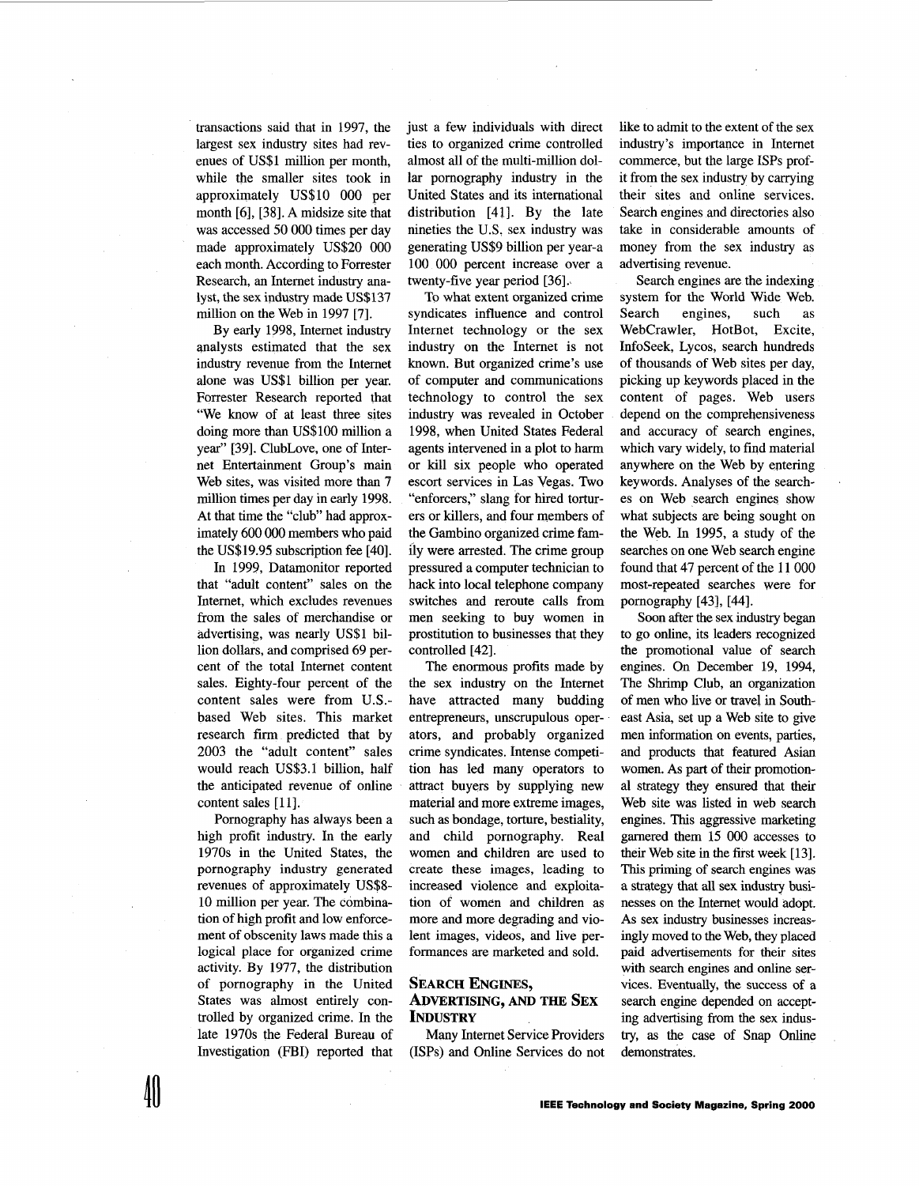transactions said that in 1997, the largest sex industry sites had revenues of US$1 million per month, while the smaller sites took in approximately US$10 000 per month [6], [38]. A midsize site that was accessed 50 000 times per day made approximately US$20 000 each month. According to Forrester Research, an Internet industry analyst, the sex industry made US$137 million on the Web in 1997 [7].

By early 1998, Internet industry analysts estimated that the sex industry revenue from the Internet alone was US$1 billion per year. Forrester Research reported that "We know of at least three sites doing more than US$100 million a year" [39]. ClubLove, one of Internet Entertainment Group's main Web sites, was visited more than 7 million times per day in early 1998. At that time the "club" had approximately 600 000 members who paid the US$19.95 subscription fee [40].

In 1999, Datamonitor reported that "adult content" sales on the Internet, which excludes revenues from the sales of merchandise or advertising, was nearly US$1 billion dollars, and comprised 69 percent of the total Internet content sales. Eighty-four percent of the content sales were from U.S.-based Web sites. This market research firm predicted that by 2003 the "adult content" sales would reach US$3.1 billion, half the anticipated revenue of online content sales [11].

Pornography has always been a high profit industry. In the early 1970s in the United States, the pornography industry generated revenues of approximately US$8-10 million per year. The combination of high profit and low enforcement of obscenity laws made this a logical place for organized crime activity. By 1977, the distribution of pornography in the United States was almost entirely controlled by organized crime. In the late 1970s the Federal Bureau of Investigation (FBI) reported that just a few individuals with direct ties to organized crime controlled almost all of the multi-million dollar pornography industry in the United States and its international distribution [41]. By the late nineties the U.S. sex industry was generating US$9 billion per year-a 100 000 percent increase over a twenty-five year period [36].

To what extent organized crime syndicates influence and control Internet technology or the sex industry on the Internet is not known. But organized crime's use of computer and communications technology to control the sex industry was revealed in October 1998, when United States Federal agents intervened in a plot to harm or kill six people who operated escort services in Las Vegas. Two "enforcers," slang for hired torturers or killers, and four members of the Gambino organized crime family were arrested. The crime group pressured a computer technician to hack into local telephone company switches and reroute calls from men seeking to buy women in prostitution to businesses that they controlled [42].

The enormous profits made by the sex industry on the Internet have attracted many budding entrepreneurs, unscrupulous operators, and probably organized crime syndicates. Intense competition has led many operators to attract buyers by supplying new material and more extreme images, such as bondage, torture, bestiality, and child pornography. Real women and children are used to create these images, leading to increased violence and exploitation of women and children as more and more degrading and violent images, videos, and live performances are marketed and sold.

## Search Engines, Advertising, and the Sex Industry

Many Internet Service Providers (ISPs) and Online Services do not like to admit to the extent of the sex industry's importance in Internet commerce, but the large ISPs profit from the sex industry by carrying their sites and online services. Search engines and directories also take in considerable amounts of money from the sex industry as advertising revenue.

Search engines are the indexing system for the World Wide Web. Search engines, such as WebCrawler, HotBot, Excite, InfoSeek, Lycos, search hundreds of thousands of Web sites per day, picking up keywords placed in the content of pages. Web users depend on the comprehensiveness and accuracy of search engines, which vary widely, to find material anywhere on the Web by entering keywords. Analyses of the searches on Web search engines show what subjects are being sought on the Web. In 1995, a study of the searches on one Web search engine found that 47 percent of the 11 000 most-repeated searches were for pornography [43], [44].

Soon after the sex industry began to go online, its leaders recognized the promotional value of search engines. On December 19, 1994, The Shrimp Club, an organization of men who live or travel in Southeast Asia, set up a Web site to give men information on events, parties, and products that featured Asian women. As part of their promotional strategy they ensured that their Web site was listed in web search engines. This aggressive marketing garnered them 15 000 accesses to their Web site in the first week [13]. This priming of search engines was a strategy that all sex industry businesses on the Internet would adopt. As sex industry businesses increasingly moved to the Web, they placed paid advertisements for their sites with search engines and online services. Eventually, the success of a search engine depended on accepting advertising from the sex industry, as the case of Snap Online demonstrates.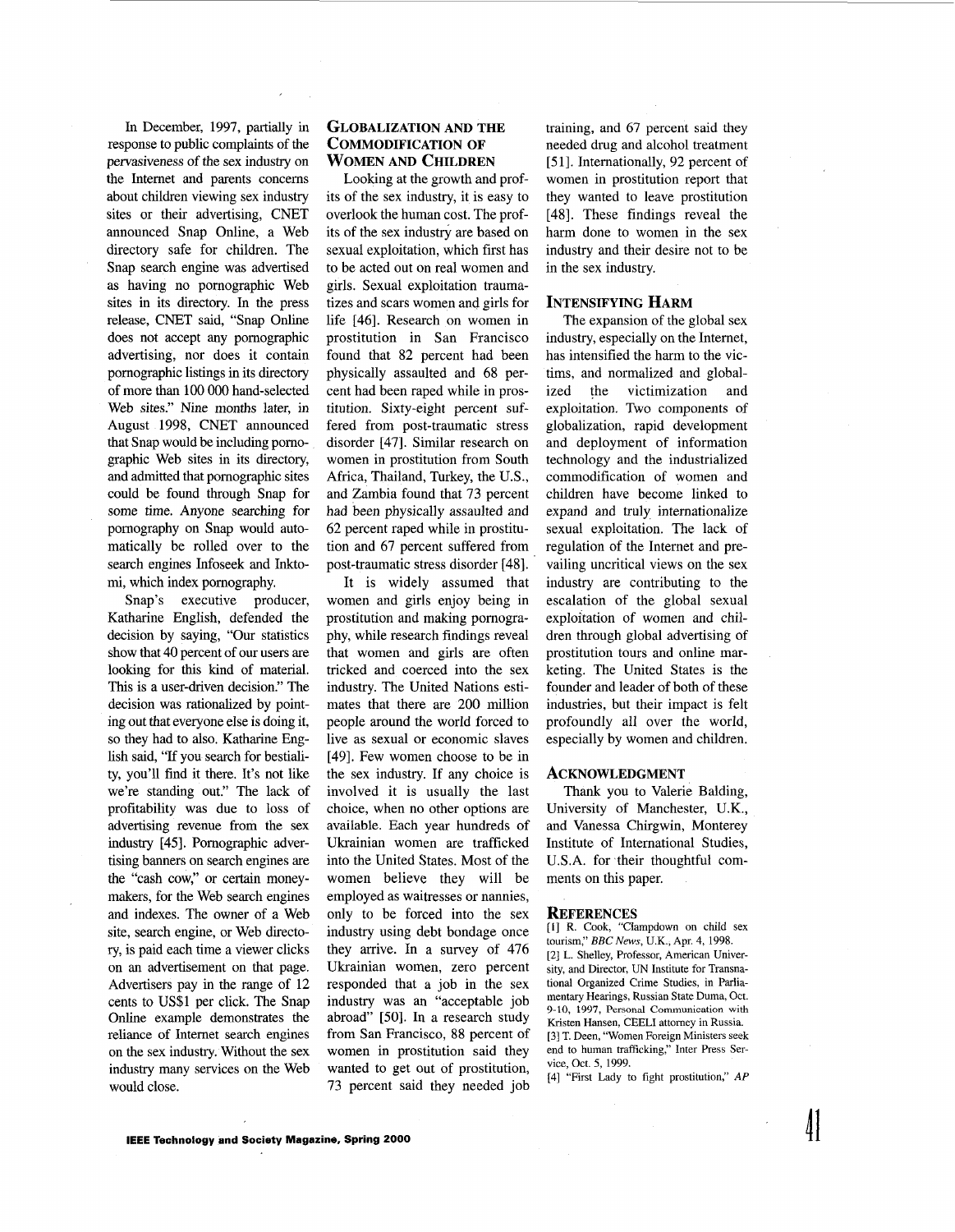In December, 1997, partially in response to public complaints of the pervasiveness of the sex industry on the Internet and parents concerns about children viewing sex industry sites or their advertising, CNET announced Snap Online, a Web directory safe for children. The Snap search engine was advertised as having no pornographic Web sites in its directory. In the press release, CNET said, "Snap Online does not accept any pornographic advertising, nor does it contain pornographic listings in its directory of more than 100 000 hand-selected Web sites." Nine months later, in August 1998, CNET announced that Snap would be including pornographic Web sites in its directory, and admitted that pornographic sites could be found through Snap for some time. Anyone searching for pornography on Snap would automatically be rolled over to the search engines Infoseek and Inktomi, which index pornography.

Snap's executive producer, Katharine English, defended the decision by saying, "Our statistics show that 40 percent of our users are looking for this kind of material. This is a user-driven decision." The decision was rationalized by pointing out that everyone else is doing it, so they had to also. Katharine English said, "If you search for bestiality, you'll find it there. It's not like we're standing out." The lack of profitability was due to loss of advertising revenue from the sex industry [45]. Pornographic advertising banners on search engines are the "cash cow," or certain moneymakers, for the Web search engines and indexes. The owner of a Web site, search engine, or Web directory, is paid each time a viewer clicks on an advertisement on that page. Advertisers pay in the range of 12 cents to US$1 per click. The Snap Online example demonstrates the reliance of Internet search engines on the sex industry. Without the sex industry many services on the Web would close.

## Globalization and the Commodification of Women and Children

Looking at the growth and profits of the sex industry, it is easy to overlook the human cost. The profits of the sex industry are based on sexual exploitation, which first has to be acted out on real women and girls. Sexual exploitation traumatizes and scars women and girls for life [46]. Research on women in prostitution in San Francisco found that 82 percent had been physically assaulted and 68 percent had been raped while in prostitution. Sixty-eight percent suffered from post-traumatic stress disorder [47]. Similar research on women in prostitution from South Africa, Thailand, Turkey, the U.S., and Zambia found that 73 percent had been physically assaulted and 62 percent raped while in prostitution and 67 percent suffered from post-traumatic stress disorder [48].

It is widely assumed that women and girls enjoy being in prostitution and making pornography, while research findings reveal that women and girls are often tricked and coerced into the sex industry. The United Nations estimates that there are 200 million people around the world forced to live as sexual or economic slaves [49]. Few women choose to be in the sex industry. If any choice is involved it is usually the last choice, when no other options are available. Each year hundreds of Ukrainian women are trafficked into the United States. Most of the women believe they will be employed as waitresses or nannies, only to be forced into the sex industry using debt bondage once they arrive. In a survey of 476 Ukrainian women, zero percent responded that a job in the sex industry was an "acceptable job abroad" [50]. In a research study from San Francisco, 88 percent of women in prostitution said they wanted to get out of prostitution, 73 percent said they needed job training, and 67 percent said they needed drug and alcohol treatment [51]. Internationally, 92 percent of women in prostitution report that they wanted to leave prostitution [48]. These findings reveal the harm done to women in the sex industry and their desire not to be in the sex industry.

## Intensifying Harm

The expansion of the global sex industry, especially on the Internet, has intensified the harm to the victims, and normalized and globalized the victimization and exploitation. Two components of globalization, rapid development and deployment of information technology and the industrialized commodification of women and children have become linked to expand and truly internationalize sexual exploitation. The lack of regulation of the Internet and prevailing uncritical views on the sex industry are contributing to the escalation of the global sexual exploitation of women and children through global advertising of prostitution tours and online marketing. The United States is the founder and leader of both of these industries, but their impact is felt profoundly all over the world, especially by women and children.

## Acknowledgment

Thank you to Valerie Balding, University of Manchester, U.K., and Vanessa Chirgwin, Monterey Institute of International Studies, U.S.A. for their thoughtful comments on this paper.

## References

[1] R. Cook, "Clampdown on child sex tourism," *BBC News*, U.K., Apr. 4, 1998.

[2] L. Shelley, Professor, American University, and Director, UN Institute for Transnational Organized Crime Studies, in Parliamentary Hearings, Russian State Duma, Oct. 9-10, 1997, Personal Communication with Kristen Hansen, CEELI attorney in Russia.

[3] T. Deen, "Women Foreign Ministers seek end to human trafficking," Inter Press Service, Oct. 5, 1999.

[4] "First Lady to fight prostitution," *AP*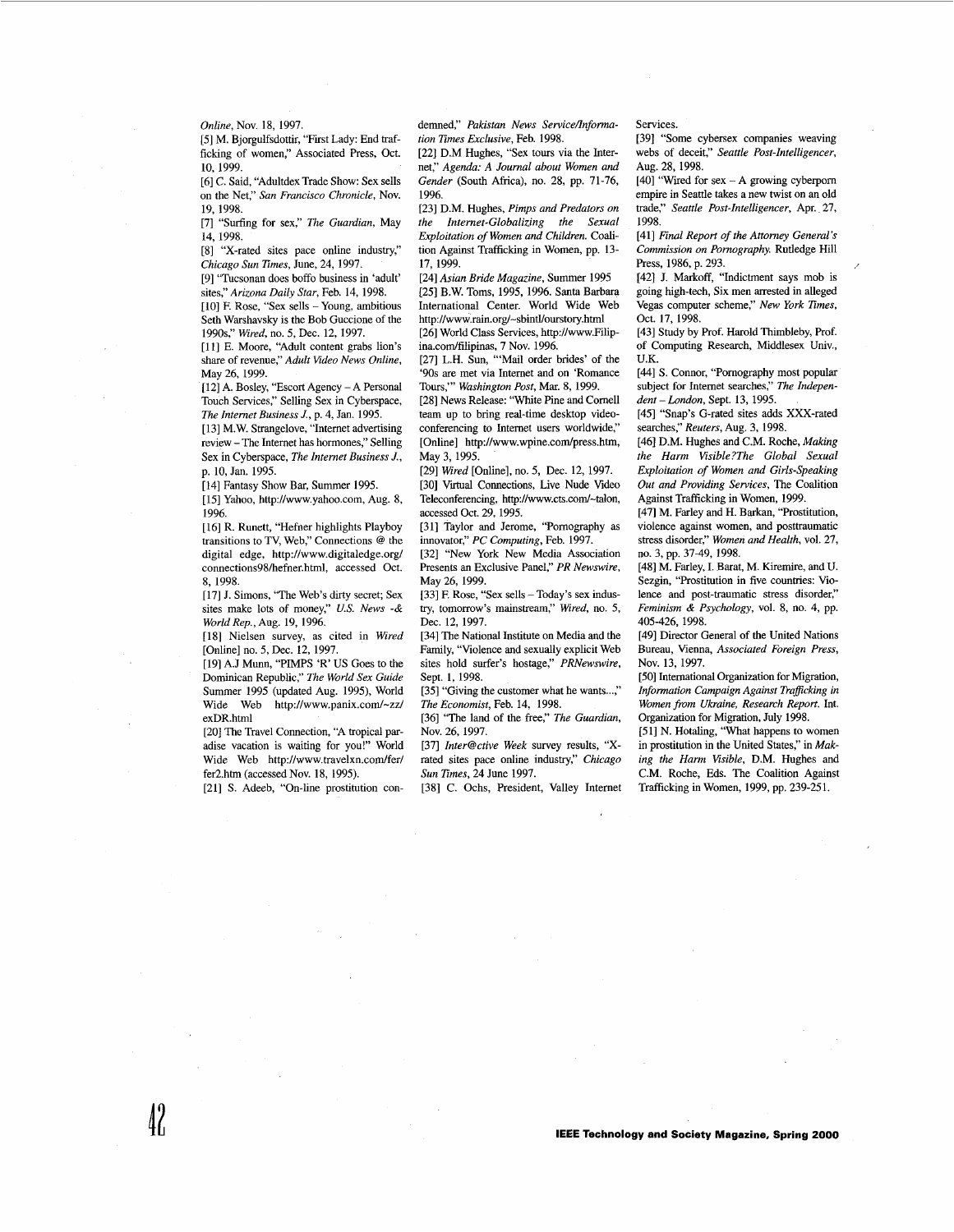*Online*, Nov. 18, 1997.

[5] M. Bjorgulfsdottir, "First Lady: End trafficking of women," Associated Press, Oct. 10, 1999.

[6] C. Said, "Adultdex Trade Show: Sex sells on the Net," *San Francisco Chronicle*, Nov. 19, 1998.

[7] "Surfing for sex," *The Guardian*, May 14, 1998.

[8] "X-rated sites pace online industry," *Chicago Sun Times*, June, 24, 1997.

[9] "Tucsonan does boffo business in 'adult' sites," *Arizona Daily Star*, Feb. 14, 1998.

[10] F. Rose, "Sex sells – Young, ambitious Seth Warshavsky is the Bob Guccione of the 1990s," *Wired*, no. 5, Dec. 12, 1997.

[11] E. Moore, "Adult content grabs lion's share of revenue," *Adult Video News Online*, May 26, 1999.

[12] A. Bosley, "Escort Agency – A Personal Touch Services," Selling Sex in Cyberspace, *The Internet Business J.*, p. 4, Jan. 1995.

[13] M.W. Strangelove, "Internet advertising review – The Internet has hormones," Selling Sex in Cyberspace, *The Internet Business J.*, p. 10, Jan. 1995.

[14] Fantasy Show Bar, Summer 1995.

[15] Yahoo, http://www.yahoo.com, Aug. 8, 1996.

[16] R. Runett, "Hefner highlights Playboy transitions to TV, Web," Connections @ the digital edge, http://www.digitaledge.org/connections98/hefner.html, accessed Oct. 8, 1998.

[17] J. Simons, "The Web's dirty secret; Sex sites make lots of money," *U.S. News -& World Rep.*, Aug. 19, 1996.

[18] Nielsen survey, as cited in *Wired* [Online] no. 5, Dec. 12, 1997.

[19] A.J Munn, "PIMPS 'R' US Goes to the Dominican Republic," *The World Sex Guide* Summer 1995 (updated Aug. 1995), World Wide Web http://www.panix.com/~zz/exDR.html

[20] The Travel Connection, "A tropical paradise vacation is waiting for you!" World Wide Web http://www.travelxn.com/fer/fer2.htm (accessed Nov. 18, 1995).

[21] S. Adeeb, "On-line prostitution condemned," *Pakistan News Service/Information Times Exclusive*, Feb. 1998.

[22] D.M Hughes, "Sex tours via the Internet," *Agenda: A Journal about Women and Gender* (South Africa), no. 28, pp. 71-76, 1996.

[23] D.M. Hughes, *Pimps and Predators on the Internet-Globalizing the Sexual Exploitation of Women and Children.* Coalition Against Trafficking in Women, pp. 13-17, 1999.

[24] *Asian Bride Magazine*, Summer 1995

[25] B.W. Toms, 1995, 1996. Santa Barbara International Center. World Wide Web http://www.rain.org/~sbintl/ourstory.html

[26] World Class Services, http://www.Filipina.com/filipinas, 7 Nov. 1996.

[27] L.H. Sun, "'Mail order brides' of the '90s are met via Internet and on 'Romance Tours,'" *Washington Post*, Mar. 8, 1999.

[28] News Release: "White Pine and Cornell team up to bring real-time desktop videoconferencing to Internet users worldwide," [Online] http://www.wpine.com/press.htm, May 3, 1995.

[29] *Wired* [Online], no. 5, Dec. 12, 1997.

[30] Virtual Connections, Live Nude Video Teleconferencing, http://www.cts.com/~talon, accessed Oct. 29, 1995.

[31] Taylor and Jerome, "Pornography as innovator," *PC Computing*, Feb. 1997.

[32] "New York New Media Association Presents an Exclusive Panel," *PR Newswire*, May 26, 1999.

[33] F. Rose, "Sex sells – Today's sex industry, tomorrow's mainstream," *Wired*, no. 5, Dec. 12, 1997.

[34] The National Institute on Media and the Family, "Violence and sexually explicit Web sites hold surfer's hostage," *PRNewswire*, Sept. 1, 1998.

[35] "Giving the customer what he wants...," *The Economist*, Feb. 14, 1998.

[36] "The land of the free," *The Guardian*, Nov. 26, 1997.

[37] *Inter@ctive Week* survey results, "X-rated sites pace online industry," *Chicago Sun Times*, 24 June 1997.

[38] C. Ochs, President, Valley Internet Services.

[39] "Some cybersex companies weaving webs of deceit," *Seattle Post-Intelligencer*, Aug. 28, 1998.

[40] "Wired for sex – A growing cyberporn empire in Seattle takes a new twist on an old trade," *Seattle Post-Intelligencer*, Apr. 27, 1998.

[41] *Final Report of the Attorney General's Commission on Pornography.* Rutledge Hill Press, 1986, p. 293.

[42] J. Markoff, "Indictment says mob is going high-tech, Six men arrested in alleged Vegas computer scheme," *New York Times*, Oct. 17, 1998.

[43] Study by Prof. Harold Thimbleby, Prof. of Computing Research, Middlesex Univ., U.K.

[44] S. Connor, "Pornography most popular subject for Internet searches," *The Independent – London*, Sept. 13, 1995.

[45] "Snap's G-rated sites adds XXX-rated searches," *Reuters*, Aug. 3, 1998.

[46] D.M. Hughes and C.M. Roche, *Making the Harm Visible?The Global Sexual Exploitation of Women and Girls-Speaking Out and Providing Services*, The Coalition Against Trafficking in Women, 1999.

[47] M. Farley and H. Barkan, "Prostitution, violence against women, and posttraumatic stress disorder," *Women and Health*, vol. 27, no. 3, pp. 37-49, 1998.

[48] M. Farley, I. Barat, M. Kiremire, and U. Sezgin, "Prostitution in five countries: Violence and post-traumatic stress disorder," *Feminism & Psychology*, vol. 8, no. 4, pp. 405-426, 1998.

[49] Director General of the United Nations Bureau, Vienna, *Associated Foreign Press*, Nov. 13, 1997.

[50] International Organization for Migration, *Information Campaign Against Trafficking in Women from Ukraine, Research Report.* Int. Organization for Migration, July 1998.

[51] N. Hotaling, "What happens to women in prostitution in the United States," in *Making the Harm Visible*, D.M. Hughes and C.M. Roche, Eds. The Coalition Against Trafficking in Women, 1999, pp. 239-251.